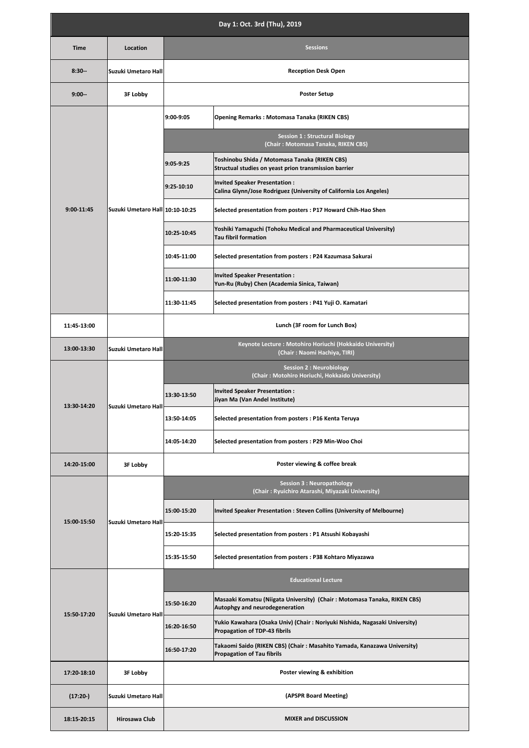| Day 1: Oct. 3rd (Thu), 2019 | | | |
|---|---|---|---|
| **Time** | **Location** | **Sessions** | |
| 8:30-- | Suzuki Umetaro Hall | Reception Desk Open | |
| 9:00-- | 3F Lobby | Poster Setup | |
| 9:00-11:45 | Suzuki Umetaro Hall | 9:00-9:05 | Opening Remarks : Motomasa Tanaka (RIKEN CBS) |
| | | Session 1 : Structural Biology (Chair : Motomasa Tanaka, RIKEN CBS) | |
| | | 9:05-9:25 | Toshinobu Shida / Motomasa Tanaka (RIKEN CBS) Structual studies on yeast prion transmission barrier |
| | | 9:25-10:10 | Invited Speaker Presentation : Calina Glynn/Jose Rodriguez (University of California Los Angeles) |
| | | 10:10-10:25 | Selected presentation from posters : P17 Howard Chih-Hao Shen |
| | | 10:25-10:45 | Yoshiki Yamaguchi (Tohoku Medical and Pharmaceutical University) Tau fibril formation |
| | | 10:45-11:00 | Selected presentation from posters : P24 Kazumasa Sakurai |
| | | 11:00-11:30 | Invited Speaker Presentation : Yun-Ru (Ruby) Chen (Academia Sinica, Taiwan) |
| | | 11:30-11:45 | Selected presentation from posters : P41 Yuji O. Kamatari |
| 11:45-13:00 | | Lunch (3F room for Lunch Box) | |
| 13:00-13:30 | Suzuki Umetaro Hall | Keynote Lecture : Motohiro Horiuchi (Hokkaido University) (Chair : Naomi Hachiya, TIRI) | |
| 13:30-14:20 | Suzuki Umetaro Hall | Session 2 : Neurobiology (Chair : Motohiro Horiuchi, Hokkaido University) | |
| | | 13:30-13:50 | Invited Speaker Presentation : Jiyan Ma (Van Andel Institute) |
| | | 13:50-14:05 | Selected presentation from posters : P16 Kenta Teruya |
| | | 14:05-14:20 | Selected presentation from posters : P29 Min-Woo Choi |
| 14:20-15:00 | 3F Lobby | Poster viewing & coffee break | |
| 15:00-15:50 | Suzuki Umetaro Hall | Session 3 : Neuropathology (Chair : Ryuichiro Atarashi, Miyazaki University) | |
| | | 15:00-15:20 | Invited Speaker Presentation : Steven Collins (University of Melbourne) |
| | | 15:20-15:35 | Selected presentation from posters : P1 Atsushi Kobayashi |
| | | 15:35-15:50 | Selected presentation from posters : P38 Kohtaro Miyazawa |
| 15:50-17:20 | Suzuki Umetaro Hall | Educational Lecture | |
| | | 15:50-16:20 | Masaaki Komatsu (Niigata University) (Chair : Motomasa Tanaka, RIKEN CBS) Autophgy and neurodegeneration |
| | | 16:20-16:50 | Yukio Kawahara (Osaka Univ) (Chair : Noriyuki Nishida, Nagasaki University) Propagation of TDP-43 fibrils |
| | | 16:50-17:20 | Takaomi Saido (RIKEN CBS) (Chair : Masahito Yamada, Kanazawa University) Propagation of Tau fibrils |
| 17:20-18:10 | 3F Lobby | Poster viewing & exhibition | |
| (17:20-) | Suzuki Umetaro Hall | (APSPR Board Meeting) | |
| 18:15-20:15 | Hirosawa Club | MIXER and DISCUSSION | |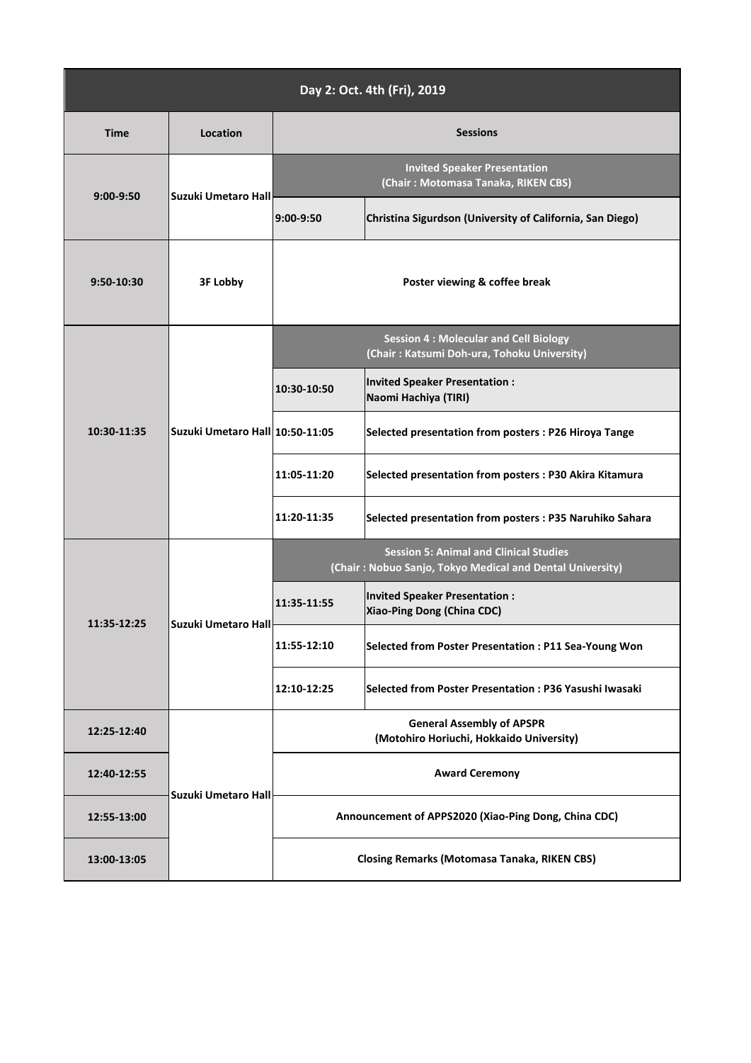| Day 2: Oct. 4th (Fri), 2019 | | | |
|---|---|---|---|
| **Time** | **Location** | **Sessions** | |
| 9:00-9:50 | Suzuki Umetaro Hall | **Invited Speaker Presentation (Chair : Motomasa Tanaka, RIKEN CBS)** | |
| | | 9:00-9:50 | Christina Sigurdson (University of California, San Diego) |
| 9:50-10:30 | 3F Lobby | Poster viewing & coffee break | |
| 10:30-11:35 | Suzuki Umetaro Hall | **Session 4 : Molecular and Cell Biology (Chair : Katsumi Doh-ura, Tohoku University)** | |
| | | 10:30-10:50 | Invited Speaker Presentation : Naomi Hachiya (TIRI) |
| | | 10:50-11:05 | Selected presentation from posters : P26 Hiroya Tange |
| | | 11:05-11:20 | Selected presentation from posters : P30 Akira Kitamura |
| | | 11:20-11:35 | Selected presentation from posters : P35 Naruhiko Sahara |
| 11:35-12:25 | Suzuki Umetaro Hall | **Session 5: Animal and Clinical Studies (Chair : Nobuo Sanjo, Tokyo Medical and Dental University)** | |
| | | 11:35-11:55 | Invited Speaker Presentation : Xiao-Ping Dong (China CDC) |
| | | 11:55-12:10 | Selected from Poster Presentation : P11 Sea-Young Won |
| | | 12:10-12:25 | Selected from Poster Presentation : P36 Yasushi Iwasaki |
| 12:25-12:40 | Suzuki Umetaro Hall | General Assembly of APSPR (Motohiro Horiuchi, Hokkaido University) | |
| 12:40-12:55 | Suzuki Umetaro Hall | Award Ceremony | |
| 12:55-13:00 | Suzuki Umetaro Hall | Announcement of APPS2020 (Xiao-Ping Dong, China CDC) | |
| 13:00-13:05 | Suzuki Umetaro Hall | Closing Remarks (Motomasa Tanaka, RIKEN CBS) | |